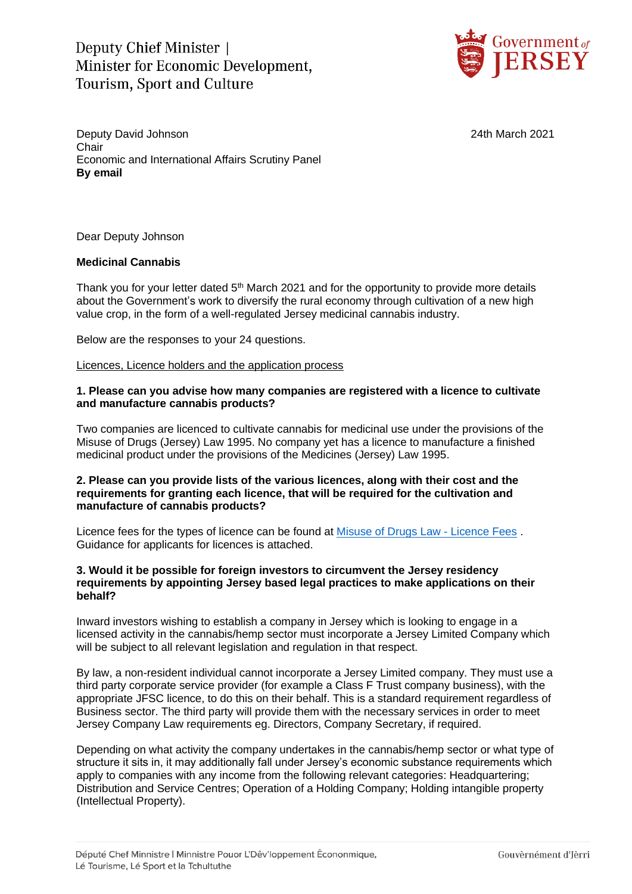Deputy Chief Minister |
Minister for Economic Development,
Tourism, Sport and Culture

Government of JERSEY

Deputy David Johnson
Chair
Economic and International Affairs Scrutiny Panel
**By email**

24th March 2021

Dear Deputy Johnson

**Medicinal Cannabis**

Thank you for your letter dated 5th March 2021 and for the opportunity to provide more details about the Government's work to diversify the rural economy through cultivation of a new high value crop, in the form of a well-regulated Jersey medicinal cannabis industry.

Below are the responses to your 24 questions.

Licences, Licence holders and the application process

**1. Please can you advise how many companies are registered with a licence to cultivate and manufacture cannabis products?**

Two companies are licenced to cultivate cannabis for medicinal use under the provisions of the Misuse of Drugs (Jersey) Law 1995. No company yet has a licence to manufacture a finished medicinal product under the provisions of the Medicines (Jersey) Law 1995.

**2. Please can you provide lists of the various licences, along with their cost and the requirements for granting each licence, that will be required for the cultivation and manufacture of cannabis products?**

Licence fees for the types of licence can be found at Misuse of Drugs Law - Licence Fees . Guidance for applicants for licences is attached.

**3. Would it be possible for foreign investors to circumvent the Jersey residency requirements by appointing Jersey based legal practices to make applications on their behalf?**

Inward investors wishing to establish a company in Jersey which is looking to engage in a licensed activity in the cannabis/hemp sector must incorporate a Jersey Limited Company which will be subject to all relevant legislation and regulation in that respect.

By law, a non-resident individual cannot incorporate a Jersey Limited company. They must use a third party corporate service provider (for example a Class F Trust company business), with the appropriate JFSC licence, to do this on their behalf. This is a standard requirement regardless of Business sector. The third party will provide them with the necessary services in order to meet Jersey Company Law requirements eg. Directors, Company Secretary, if required.

Depending on what activity the company undertakes in the cannabis/hemp sector or what type of structure it sits in, it may additionally fall under Jersey's economic substance requirements which apply to companies with any income from the following relevant categories: Headquartering; Distribution and Service Centres; Operation of a Holding Company; Holding intangible property (Intellectual Property).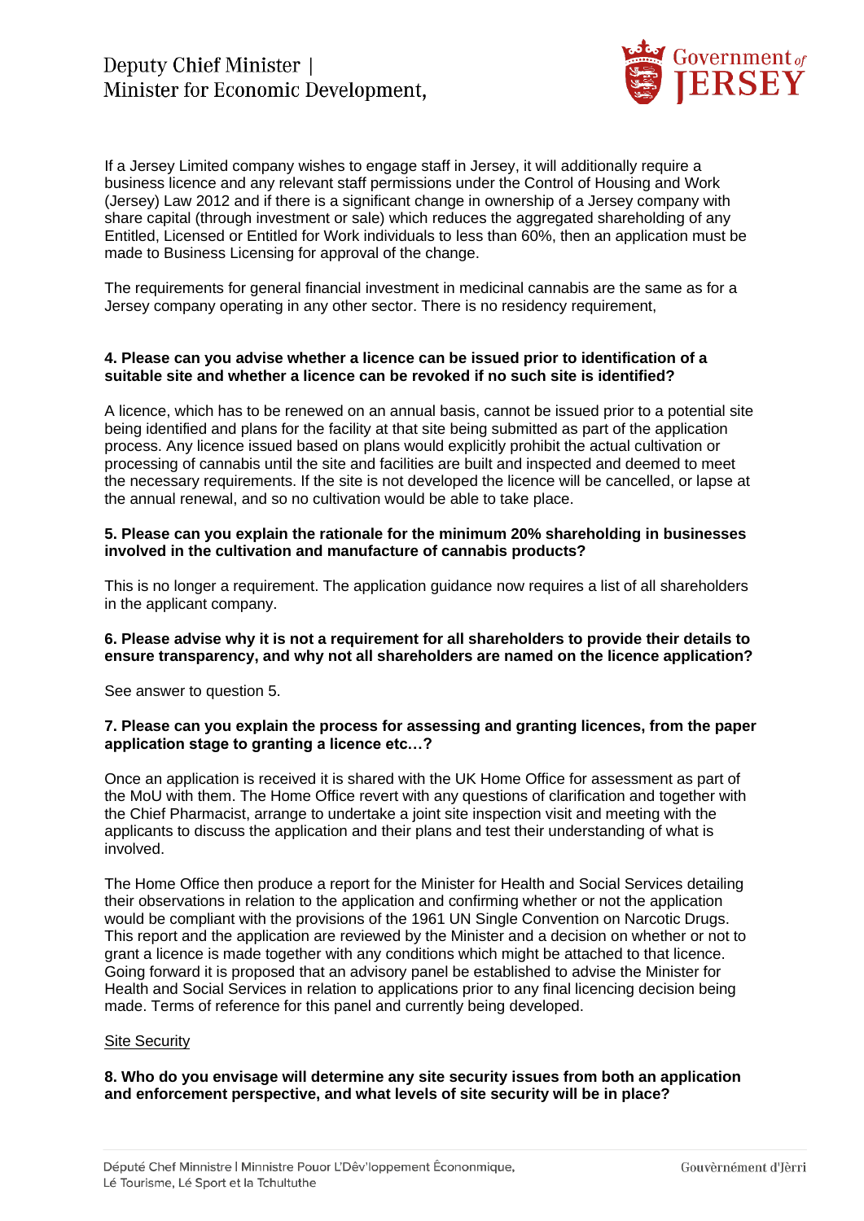If a Jersey Limited company wishes to engage staff in Jersey, it will additionally require a business licence and any relevant staff permissions under the Control of Housing and Work (Jersey) Law 2012 and if there is a significant change in ownership of a Jersey company with share capital (through investment or sale) which reduces the aggregated shareholding of any Entitled, Licensed or Entitled for Work individuals to less than 60%, then an application must be made to Business Licensing for approval of the change.

The requirements for general financial investment in medicinal cannabis are the same as for a Jersey company operating in any other sector. There is no residency requirement,

**4. Please can you advise whether a licence can be issued prior to identification of a suitable site and whether a licence can be revoked if no such site is identified?**

A licence, which has to be renewed on an annual basis, cannot be issued prior to a potential site being identified and plans for the facility at that site being submitted as part of the application process. Any licence issued based on plans would explicitly prohibit the actual cultivation or processing of cannabis until the site and facilities are built and inspected and deemed to meet the necessary requirements. If the site is not developed the licence will be cancelled, or lapse at the annual renewal, and so no cultivation would be able to take place.

**5. Please can you explain the rationale for the minimum 20% shareholding in businesses involved in the cultivation and manufacture of cannabis products?**

This is no longer a requirement. The application guidance now requires a list of all shareholders in the applicant company.

**6. Please advise why it is not a requirement for all shareholders to provide their details to ensure transparency, and why not all shareholders are named on the licence application?**

See answer to question 5.

**7. Please can you explain the process for assessing and granting licences, from the paper application stage to granting a licence etc…?**

Once an application is received it is shared with the UK Home Office for assessment as part of the MoU with them. The Home Office revert with any questions of clarification and together with the Chief Pharmacist, arrange to undertake a joint site inspection visit and meeting with the applicants to discuss the application and their plans and test their understanding of what is involved.

The Home Office then produce a report for the Minister for Health and Social Services detailing their observations in relation to the application and confirming whether or not the application would be compliant with the provisions of the 1961 UN Single Convention on Narcotic Drugs. This report and the application are reviewed by the Minister and a decision on whether or not to grant a licence is made together with any conditions which might be attached to that licence. Going forward it is proposed that an advisory panel be established to advise the Minister for Health and Social Services in relation to applications prior to any final licencing decision being made. Terms of reference for this panel and currently being developed.

<u>Site Security</u>

**8. Who do you envisage will determine any site security issues from both an application and enforcement perspective, and what levels of site security will be in place?**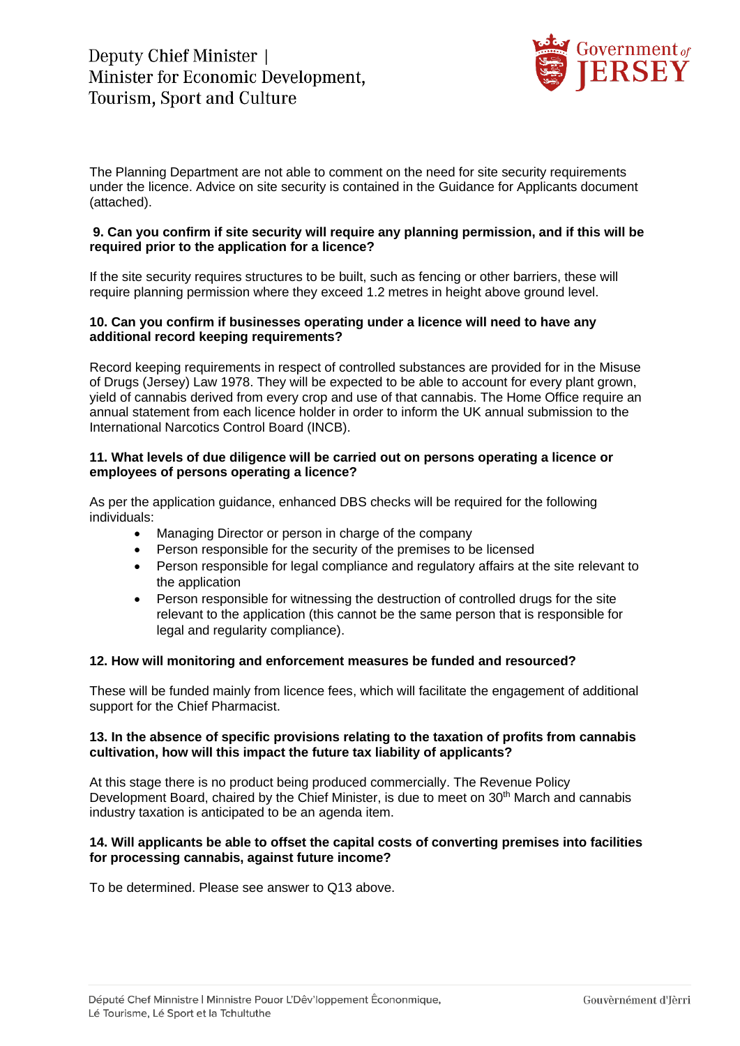The Planning Department are not able to comment on the need for site security requirements under the licence. Advice on site security is contained in the Guidance for Applicants document (attached).

**9. Can you confirm if site security will require any planning permission, and if this will be required prior to the application for a licence?**

If the site security requires structures to be built, such as fencing or other barriers, these will require planning permission where they exceed 1.2 metres in height above ground level.

**10. Can you confirm if businesses operating under a licence will need to have any additional record keeping requirements?**

Record keeping requirements in respect of controlled substances are provided for in the Misuse of Drugs (Jersey) Law 1978. They will be expected to be able to account for every plant grown, yield of cannabis derived from every crop and use of that cannabis. The Home Office require an annual statement from each licence holder in order to inform the UK annual submission to the International Narcotics Control Board (INCB).

**11. What levels of due diligence will be carried out on persons operating a licence or employees of persons operating a licence?**

As per the application guidance, enhanced DBS checks will be required for the following individuals:

- Managing Director or person in charge of the company
- Person responsible for the security of the premises to be licensed
- Person responsible for legal compliance and regulatory affairs at the site relevant to the application
- Person responsible for witnessing the destruction of controlled drugs for the site relevant to the application (this cannot be the same person that is responsible for legal and regularity compliance).

**12. How will monitoring and enforcement measures be funded and resourced?**

These will be funded mainly from licence fees, which will facilitate the engagement of additional support for the Chief Pharmacist.

**13. In the absence of specific provisions relating to the taxation of profits from cannabis cultivation, how will this impact the future tax liability of applicants?**

At this stage there is no product being produced commercially. The Revenue Policy Development Board, chaired by the Chief Minister, is due to meet on 30th March and cannabis industry taxation is anticipated to be an agenda item.

**14. Will applicants be able to offset the capital costs of converting premises into facilities for processing cannabis, against future income?**

To be determined. Please see answer to Q13 above.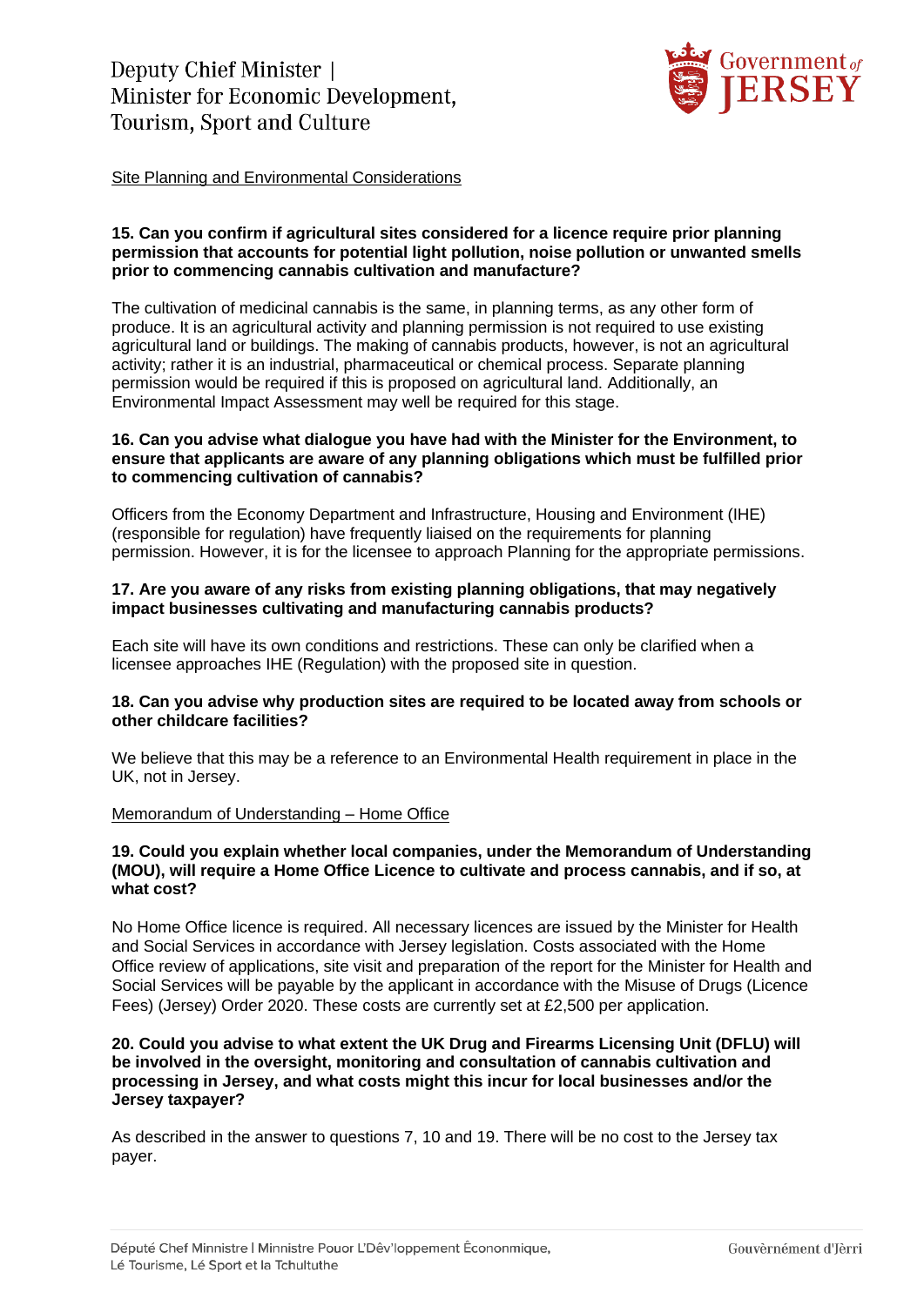Site Planning and Environmental Considerations

**15. Can you confirm if agricultural sites considered for a licence require prior planning permission that accounts for potential light pollution, noise pollution or unwanted smells prior to commencing cannabis cultivation and manufacture?**

The cultivation of medicinal cannabis is the same, in planning terms, as any other form of produce. It is an agricultural activity and planning permission is not required to use existing agricultural land or buildings. The making of cannabis products, however, is not an agricultural activity; rather it is an industrial, pharmaceutical or chemical process. Separate planning permission would be required if this is proposed on agricultural land. Additionally, an Environmental Impact Assessment may well be required for this stage.

**16. Can you advise what dialogue you have had with the Minister for the Environment, to ensure that applicants are aware of any planning obligations which must be fulfilled prior to commencing cultivation of cannabis?**

Officers from the Economy Department and Infrastructure, Housing and Environment (IHE) (responsible for regulation) have frequently liaised on the requirements for planning permission. However, it is for the licensee to approach Planning for the appropriate permissions.

**17. Are you aware of any risks from existing planning obligations, that may negatively impact businesses cultivating and manufacturing cannabis products?**

Each site will have its own conditions and restrictions. These can only be clarified when a licensee approaches IHE (Regulation) with the proposed site in question.

**18. Can you advise why production sites are required to be located away from schools or other childcare facilities?**

We believe that this may be a reference to an Environmental Health requirement in place in the UK, not in Jersey.

Memorandum of Understanding – Home Office

**19. Could you explain whether local companies, under the Memorandum of Understanding (MOU), will require a Home Office Licence to cultivate and process cannabis, and if so, at what cost?**

No Home Office licence is required. All necessary licences are issued by the Minister for Health and Social Services in accordance with Jersey legislation. Costs associated with the Home Office review of applications, site visit and preparation of the report for the Minister for Health and Social Services will be payable by the applicant in accordance with the Misuse of Drugs (Licence Fees) (Jersey) Order 2020. These costs are currently set at £2,500 per application.

**20. Could you advise to what extent the UK Drug and Firearms Licensing Unit (DFLU) will be involved in the oversight, monitoring and consultation of cannabis cultivation and processing in Jersey, and what costs might this incur for local businesses and/or the Jersey taxpayer?**

As described in the answer to questions 7, 10 and 19. There will be no cost to the Jersey tax payer.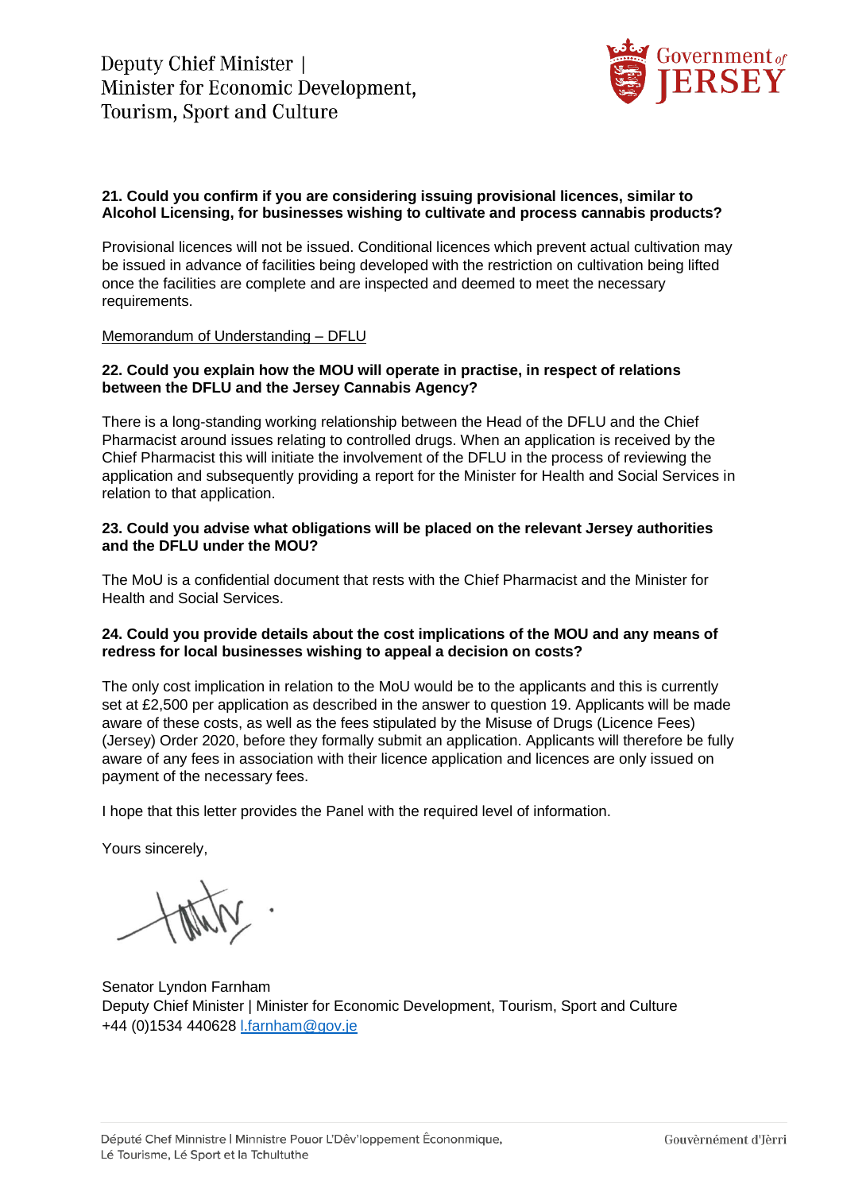**21. Could you confirm if you are considering issuing provisional licences, similar to Alcohol Licensing, for businesses wishing to cultivate and process cannabis products?**

Provisional licences will not be issued. Conditional licences which prevent actual cultivation may be issued in advance of facilities being developed with the restriction on cultivation being lifted once the facilities are complete and are inspected and deemed to meet the necessary requirements.

Memorandum of Understanding – DFLU

**22. Could you explain how the MOU will operate in practise, in respect of relations between the DFLU and the Jersey Cannabis Agency?**

There is a long-standing working relationship between the Head of the DFLU and the Chief Pharmacist around issues relating to controlled drugs. When an application is received by the Chief Pharmacist this will initiate the involvement of the DFLU in the process of reviewing the application and subsequently providing a report for the Minister for Health and Social Services in relation to that application.

**23. Could you advise what obligations will be placed on the relevant Jersey authorities and the DFLU under the MOU?**

The MoU is a confidential document that rests with the Chief Pharmacist and the Minister for Health and Social Services.

**24. Could you provide details about the cost implications of the MOU and any means of redress for local businesses wishing to appeal a decision on costs?**

The only cost implication in relation to the MoU would be to the applicants and this is currently set at £2,500 per application as described in the answer to question 19. Applicants will be made aware of these costs, as well as the fees stipulated by the Misuse of Drugs (Licence Fees) (Jersey) Order 2020, before they formally submit an application. Applicants will therefore be fully aware of any fees in association with their licence application and licences are only issued on payment of the necessary fees.

I hope that this letter provides the Panel with the required level of information.

Yours sincerely,

Senator Lyndon Farnham
Deputy Chief Minister | Minister for Economic Development, Tourism, Sport and Culture
+44 (0)1534 440628 l.farnham@gov.je